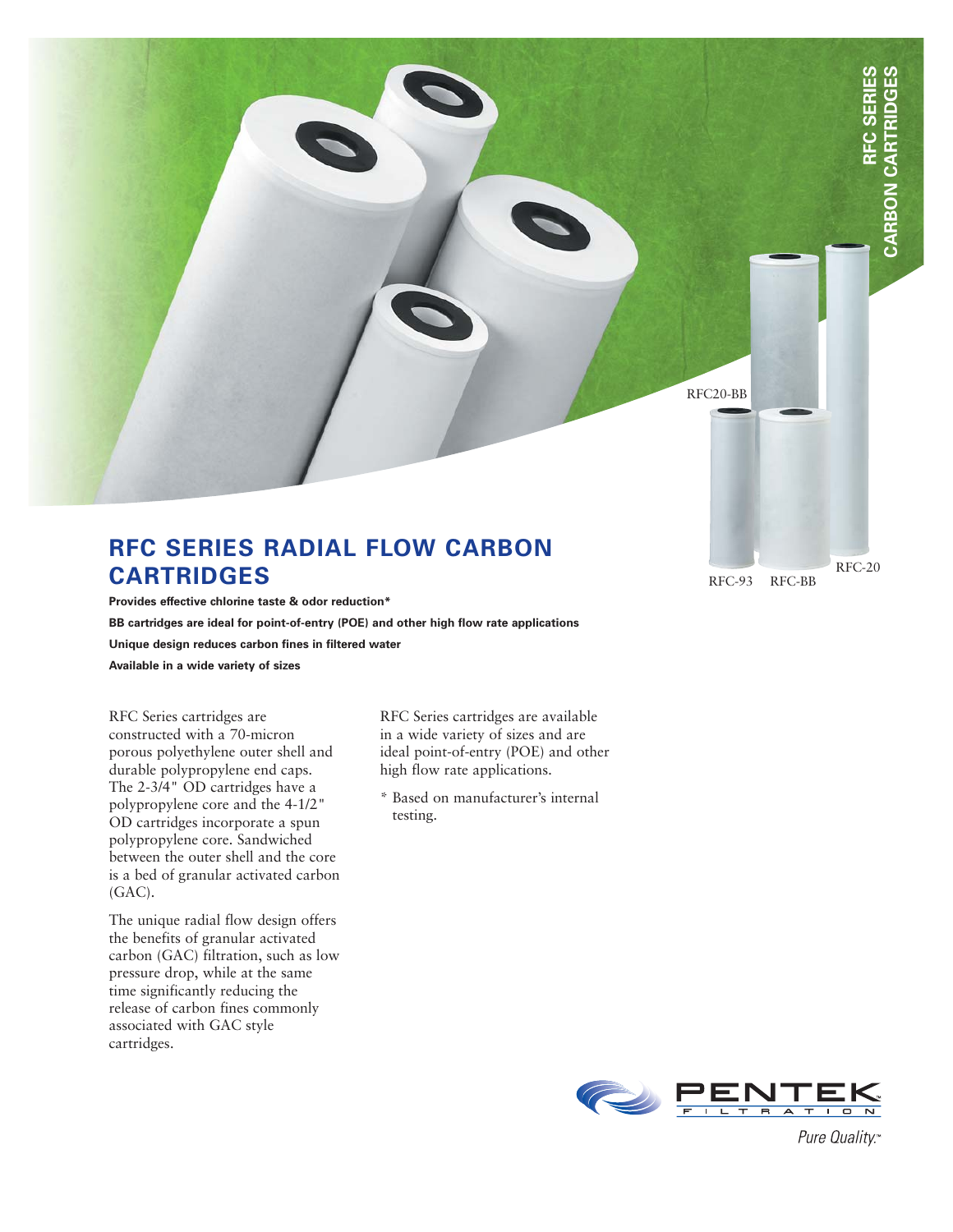RFC SERIES CARBON CARTRIDGES

# RFC SERIES RADIAL FLOW CARBON CARTRIDGES

**Provides effective chlorine taste & odor reduction***

**BB cartridges are ideal for point-of-entry (POE) and other high flow rate applications**

**Unique design reduces carbon fines in filtered water**

**Available in a wide variety of sizes**

RFC20-BB

RFC-93 RFC-BB RFC-20

RFC Series cartridges are constructed with a 70-micron porous polyethylene outer shell and durable polypropylene end caps. The 2-3/4" OD cartridges have a polypropylene core and the 4-1/2" OD cartridges incorporate a spun polypropylene core. Sandwiched between the outer shell and the core is a bed of granular activated carbon (GAC).

The unique radial flow design offers the benefits of granular activated carbon (GAC) filtration, such as low pressure drop, while at the same time significantly reducing the release of carbon fines commonly associated with GAC style cartridges.

RFC Series cartridges are available in a wide variety of sizes and are ideal point-of-entry (POE) and other high flow rate applications.

* Based on manufacturer's internal testing.

PENTEK FILTRATION

*Pure Quality.*™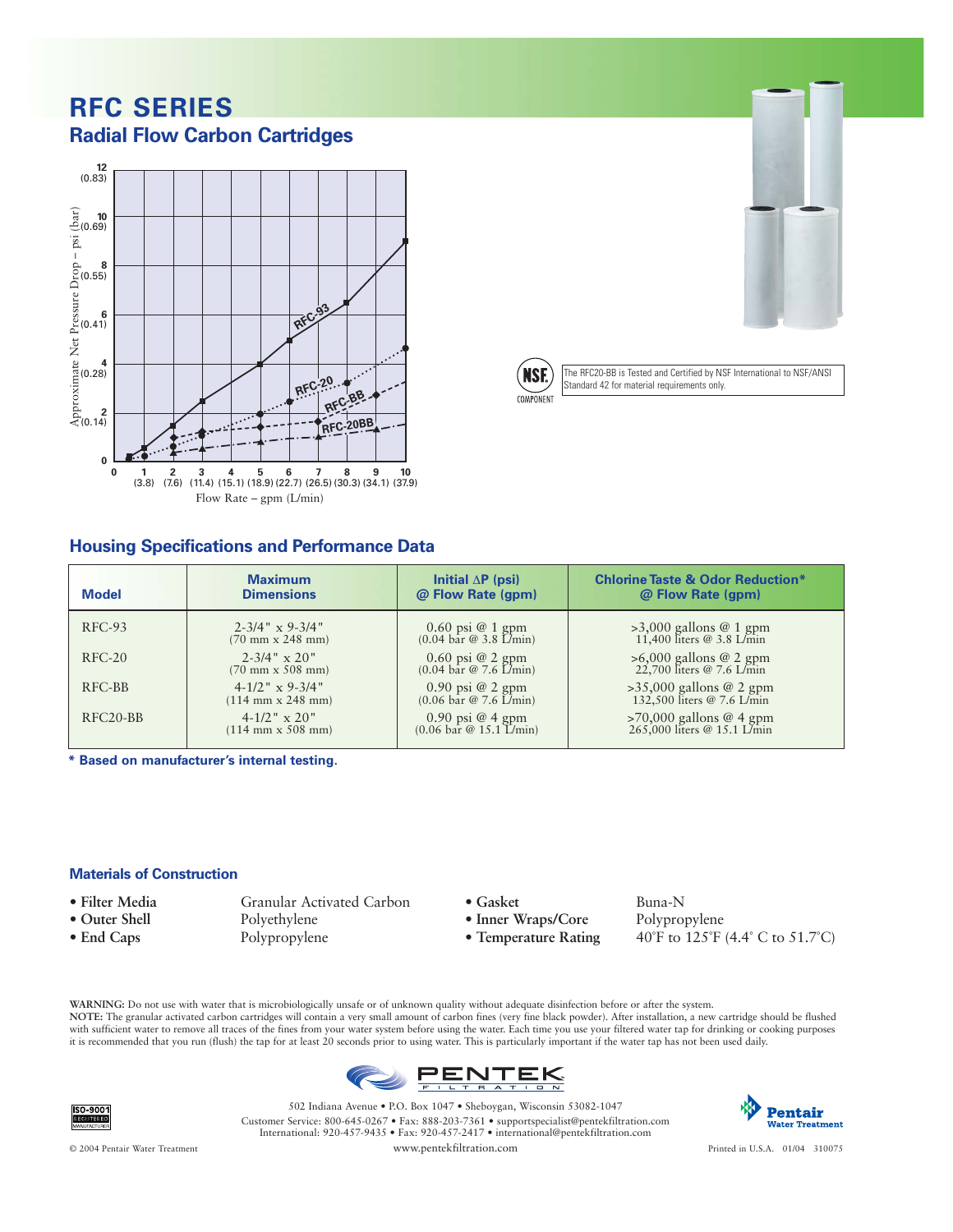# RFC SERIES

## Radial Flow Carbon Cartridges

Approximate Net Pressure Drop – psi (bar)

12 (0.83)
10 (0.69)
8 (0.55)
6 (0.41)
4 (0.28)
2 (0.14)
0

RFC-93
RFC-20
RFC-BB
RFC-20BB

0, 1 (3.8), 2 (7.6), 3 (11.4), 4 (15.1), 5 (18.9), 6 (22.7), 7 (26.5), 8 (30.3), 9 (34.1), 10 (37.9)

Flow Rate – gpm (L/min)

NSF COMPONENT

The RFC20-BB is Tested and Certified by NSF International to NSF/ANSI Standard 42 for material requirements only.

## Housing Specifications and Performance Data

| Model | Maximum Dimensions | Initial ΔP (psi) @ Flow Rate (gpm) | Chlorine Taste & Odor Reduction* @ Flow Rate (gpm) |
|---|---|---|---|
| RFC-93 | 2-3/4" x 9-3/4" (70 mm x 248 mm) | 0.60 psi @ 1 gpm (0.04 bar @ 3.8 L/min) | >3,000 gallons @ 1 gpm 11,400 liters @ 3.8 L/min |
| RFC-20 | 2-3/4" x 20" (70 mm x 508 mm) | 0.60 psi @ 2 gpm (0.04 bar @ 7.6 L/min) | >6,000 gallons @ 2 gpm 22,700 liters @ 7.6 L/min |
| RFC-BB | 4-1/2" x 9-3/4" (114 mm x 248 mm) | 0.90 psi @ 2 gpm (0.06 bar @ 7.6 L/min) | >35,000 gallons @ 2 gpm 132,500 liters @ 7.6 L/min |
| RFC20-BB | 4-1/2" x 20" (114 mm x 508 mm) | 0.90 psi @ 4 gpm (0.06 bar @ 15.1 L/min) | >70,000 gallons @ 4 gpm 265,000 liters @ 15.1 L/min |

**\* Based on manufacturer's internal testing.**

## Materials of Construction

- **Filter Media** Granular Activated Carbon
- **Outer Shell** Polyethylene
- **End Caps** Polypropylene
- **Gasket** Buna-N
- **Inner Wraps/Core** Polypropylene
- **Temperature Rating** 40°F to 125°F (4.4° C to 51.7°C)

**WARNING:** Do not use with water that is microbiologically unsafe or of unknown quality without adequate disinfection before or after the system.
**NOTE:** The granular activated carbon cartridges will contain a very small amount of carbon fines (very fine black powder). After installation, a new cartridge should be flushed with sufficient water to remove all traces of the fines from your water system before using the water. Each time you use your filtered water tap for drinking or cooking purposes it is recommended that you run (flush) the tap for at least 20 seconds prior to using water. This is particularly important if the water tap has not been used daily.

PENTEK FILTRATION

ISO-9001 REGISTERED MANUFACTURER

502 Indiana Avenue • P.O. Box 1047 • Sheboygan, Wisconsin 53082-1047
Customer Service: 800-645-0267 • Fax: 888-203-7361 • supportspecialist@pentekfiltration.com
International: 920-457-9435 • Fax: 920-457-2417 • international@pentekfiltration.com
www.pentekfiltration.com

Pentair Water Treatment

© 2004 Pentair Water Treatment

Printed in U.S.A. 01/04 310075